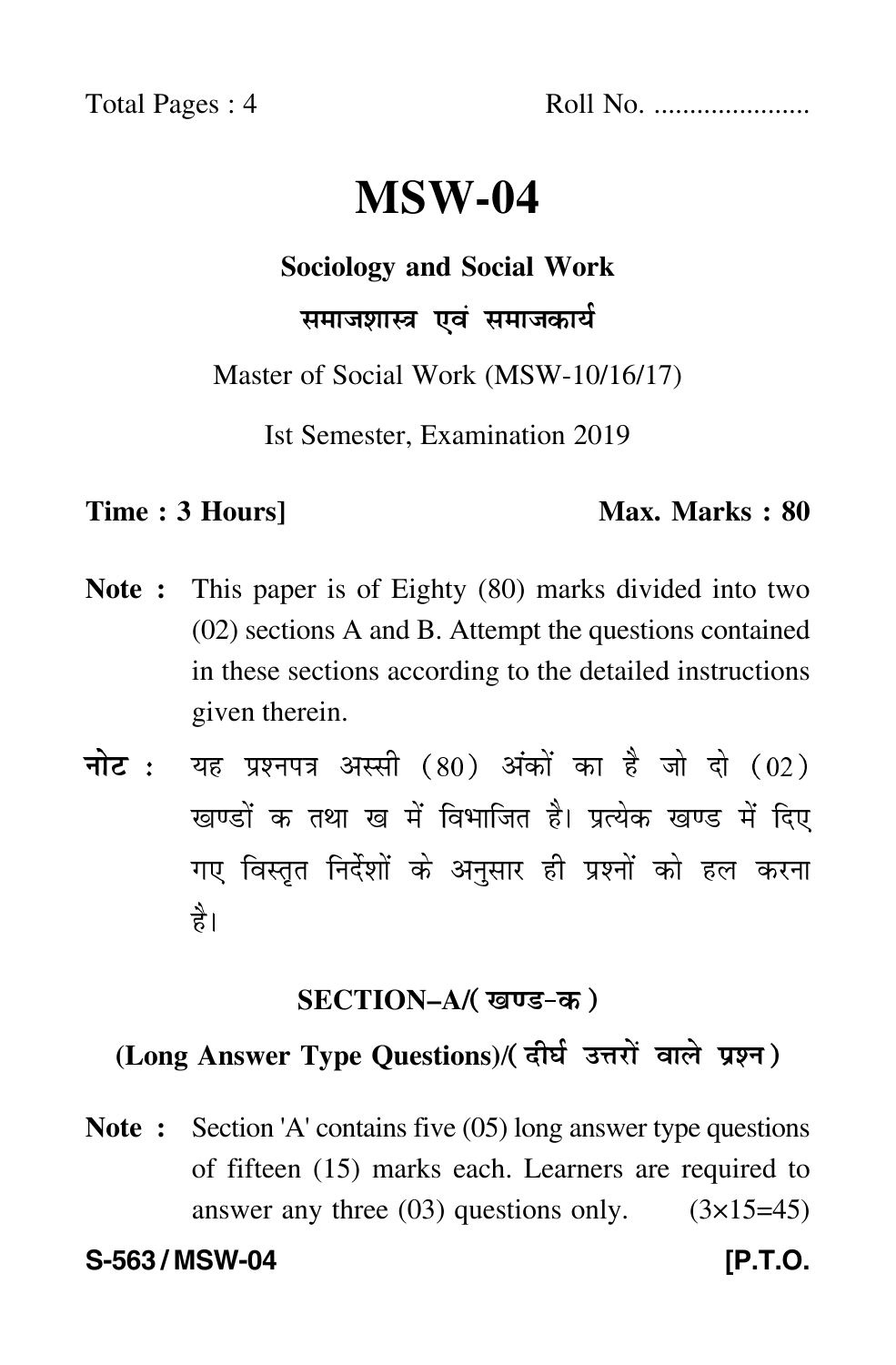Total Pages : 4 Roll No. .....................

# MSW-04

**Sociology and Social Work**

**समाजशास्त्र एवं समाजकार्य**

Master of Social Work (MSW-10/16/17)

Ist Semester, Examination 2019

**Time : 3 Hours]** **Max. Marks : 80**

**Note :** This paper is of Eighty (80) marks divided into two (02) sections A and B. Attempt the questions contained in these sections according to the detailed instructions given therein.

**नोट :** यह प्रश्नपत्र अस्सी (80) अंकों का है जो दो (02) खण्डों क तथा ख में विभाजित है। प्रत्येक खण्ड में दिए गए विस्तृत निर्देशों के अनुसार ही प्रश्नों को हल करना है।

## SECTION–A/(खण्ड-क)

### (Long Answer Type Questions)/(दीर्घ उत्तरों वाले प्रश्न)

**Note :** Section 'A' contains five (05) long answer type questions of fifteen (15) marks each. Learners are required to answer any three (03) questions only. (3×15=45)

S-563 / MSW-04 [P.T.O.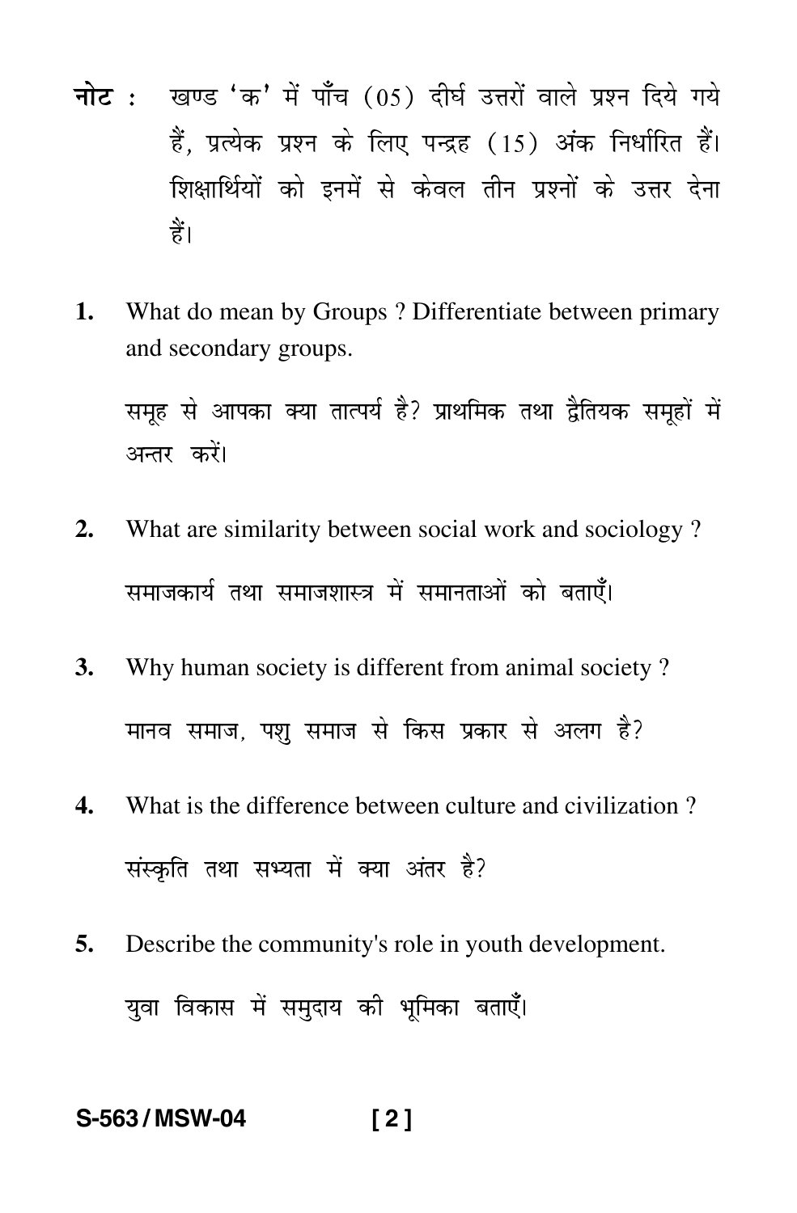**नोट :** खण्ड 'क' में पाँच (05) दीर्घ उत्तरों वाले प्रश्न दिये गये हैं, प्रत्येक प्रश्न के लिए पन्द्रह (15) अंक निर्धारित हैं। शिक्षार्थियों को इनमें से केवल तीन प्रश्नों के उत्तर देना हैं।

**1.** What do mean by Groups ? Differentiate between primary and secondary groups.

समूह से आपका क्या तात्पर्य है? प्राथमिक तथा द्वैतियक समूहों में अन्तर करें।

**2.** What are similarity between social work and sociology ?

समाजकार्य तथा समाजशास्त्र में समानताओं को बताएँ।

**3.** Why human society is different from animal society ?

मानव समाज, पशु समाज से किस प्रकार से अलग है?

**4.** What is the difference between culture and civilization ?

संस्कृति तथा सभ्यता में क्या अंतर है?

**5.** Describe the community's role in youth development.

युवा विकास में समुदाय की भूमिका बताएँ।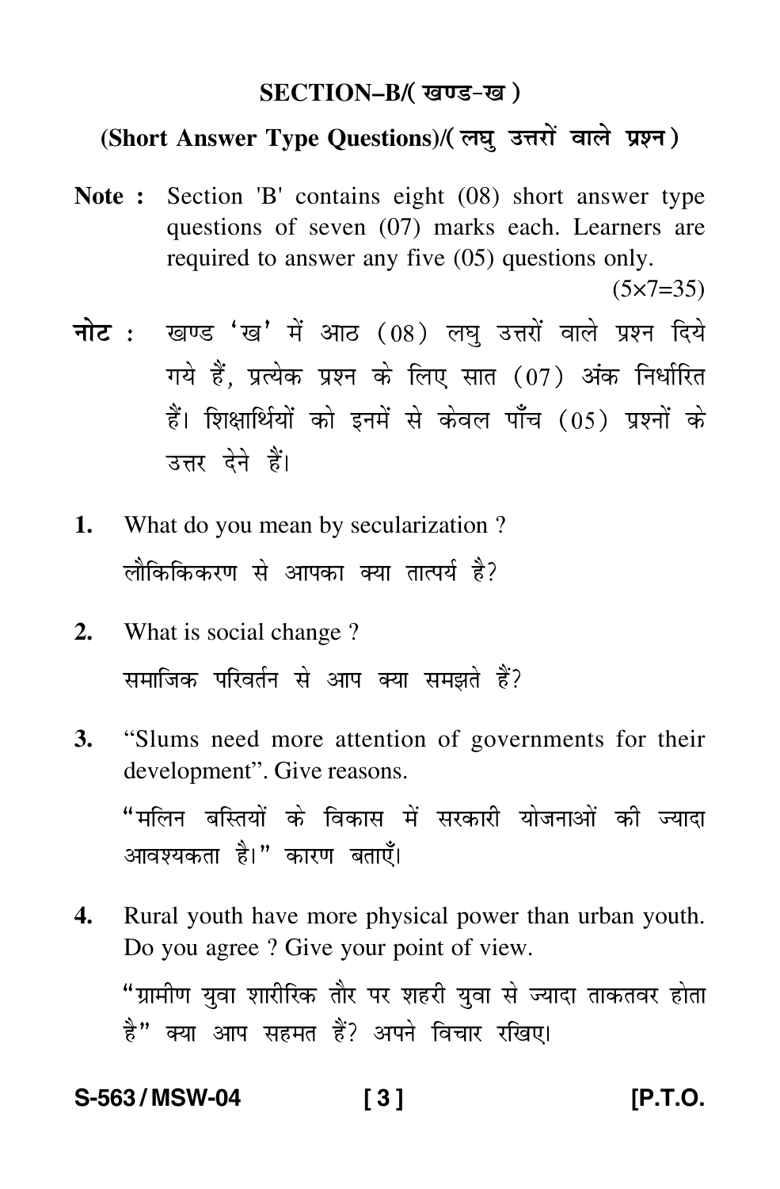## SECTION–B/( खण्ड-ख )

### (Short Answer Type Questions)/( लघु उत्तरों वाले प्रश्न )

**Note :** Section 'B' contains eight (08) short answer type questions of seven (07) marks each. Learners are required to answer any five (05) questions only. (5×7=35)

**नोट :** खण्ड 'ख' में आठ (08) लघु उत्तरों वाले प्रश्न दिये गये हैं, प्रत्येक प्रश्न के लिए सात (07) अंक निर्धारित हैं। शिक्षार्थियों को इनमें से केवल पाँच (05) प्रश्नों के उत्तर देने हैं।

**1.** What do you mean by secularization ?

लौकिकिकरण से आपका क्या तात्पर्य है?

**2.** What is social change ?

समाजिक परिवर्तन से आप क्या समझते हैं?

**3.** "Slums need more attention of governments for their development". Give reasons.

"मलिन बस्तियों के विकास में सरकारी योजनाओं की ज्यादा आवश्यकता है।" कारण बताएँ।

**4.** Rural youth have more physical power than urban youth. Do you agree ? Give your point of view.

"ग्रामीण युवा शारीरिक तौर पर शहरी युवा से ज्यादा ताकतवर होता है" क्या आप सहमत हैं? अपने विचार रखिए।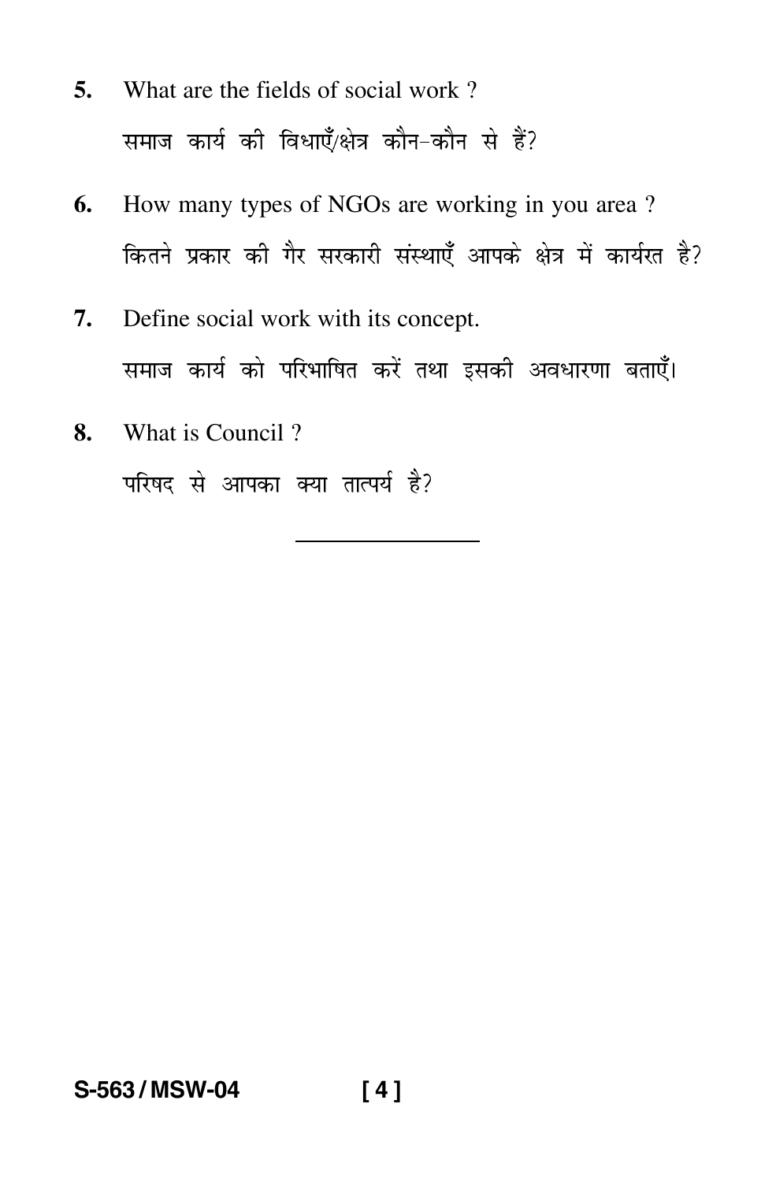5. What are the fields of social work ?

   समाज कार्य की विधाएँ/क्षेत्र कौन–कौन से हैं?

6. How many types of NGOs are working in you area ?

   कितने प्रकार की गैर सरकारी संस्थाएँ आपके क्षेत्र में कार्यरत है?

7. Define social work with its concept.

   समाज कार्य को परिभाषित करें तथा इसकी अवधारणा बताएँ।

8. What is Council ?

   परिषद से आपका क्या तात्पर्य है?

---

S-563 / MSW-04